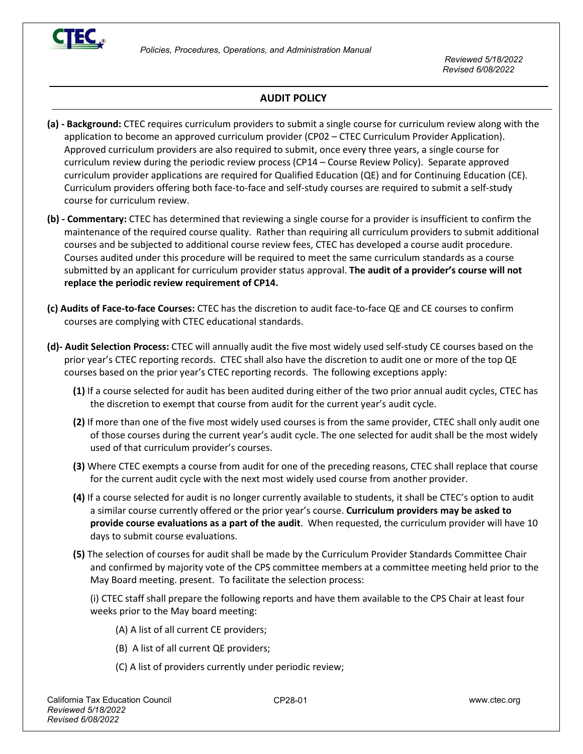## AUDIT POLICY

**(a) - Background:** CTEC requires curriculum providers to submit a single course for curriculum review along with the application to become an approved curriculum provider (CP02 – CTEC Curriculum Provider Application). Approved curriculum providers are also required to submit, once every three years, a single course for curriculum review during the periodic review process (CP14 – Course Review Policy). Separate approved curriculum provider applications are required for Qualified Education (QE) and for Continuing Education (CE). Curriculum providers offering both face-to-face and self-study courses are required to submit a self-study course for curriculum review.

**(b) - Commentary:** CTEC has determined that reviewing a single course for a provider is insufficient to confirm the maintenance of the required course quality. Rather than requiring all curriculum providers to submit additional courses and be subjected to additional course review fees, CTEC has developed a course audit procedure. Courses audited under this procedure will be required to meet the same curriculum standards as a course submitted by an applicant for curriculum provider status approval. **The audit of a provider's course will not replace the periodic review requirement of CP14.**

**(c) Audits of Face-to-face Courses:** CTEC has the discretion to audit face-to-face QE and CE courses to confirm courses are complying with CTEC educational standards.

**(d)- Audit Selection Process:** CTEC will annually audit the five most widely used self-study CE courses based on the prior year's CTEC reporting records. CTEC shall also have the discretion to audit one or more of the top QE courses based on the prior year's CTEC reporting records. The following exceptions apply:

**(1)** If a course selected for audit has been audited during either of the two prior annual audit cycles, CTEC has the discretion to exempt that course from audit for the current year's audit cycle.

**(2)** If more than one of the five most widely used courses is from the same provider, CTEC shall only audit one of those courses during the current year's audit cycle. The one selected for audit shall be the most widely used of that curriculum provider's courses.

**(3)** Where CTEC exempts a course from audit for one of the preceding reasons, CTEC shall replace that course for the current audit cycle with the next most widely used course from another provider.

**(4)** If a course selected for audit is no longer currently available to students, it shall be CTEC's option to audit a similar course currently offered or the prior year's course. **Curriculum providers may be asked to provide course evaluations as a part of the audit**. When requested, the curriculum provider will have 10 days to submit course evaluations.

**(5)** The selection of courses for audit shall be made by the Curriculum Provider Standards Committee Chair and confirmed by majority vote of the CPS committee members at a committee meeting held prior to the May Board meeting. present. To facilitate the selection process:

(i) CTEC staff shall prepare the following reports and have them available to the CPS Chair at least four weeks prior to the May board meeting:

(A) A list of all current CE providers;

(B) A list of all current QE providers;

(C) A list of providers currently under periodic review;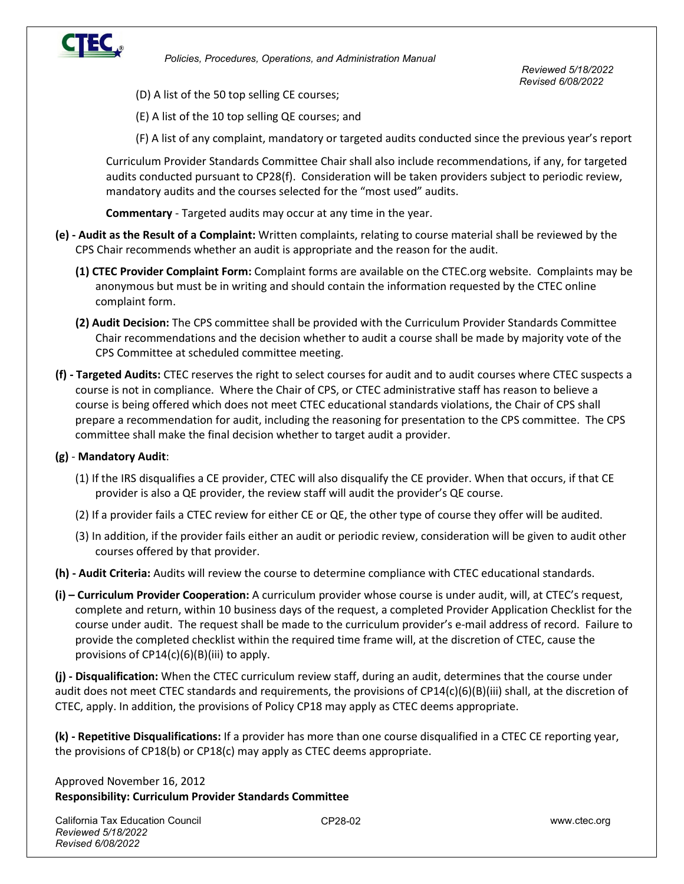(D) A list of the 50 top selling CE courses;

(E) A list of the 10 top selling QE courses; and

(F) A list of any complaint, mandatory or targeted audits conducted since the previous year's report

Curriculum Provider Standards Committee Chair shall also include recommendations, if any, for targeted audits conducted pursuant to CP28(f). Consideration will be taken providers subject to periodic review, mandatory audits and the courses selected for the "most used" audits.

**Commentary** - Targeted audits may occur at any time in the year.

**(e) - Audit as the Result of a Complaint:** Written complaints, relating to course material shall be reviewed by the CPS Chair recommends whether an audit is appropriate and the reason for the audit.

**(1) CTEC Provider Complaint Form:** Complaint forms are available on the CTEC.org website. Complaints may be anonymous but must be in writing and should contain the information requested by the CTEC online complaint form.

**(2) Audit Decision:** The CPS committee shall be provided with the Curriculum Provider Standards Committee Chair recommendations and the decision whether to audit a course shall be made by majority vote of the CPS Committee at scheduled committee meeting.

**(f) - Targeted Audits:** CTEC reserves the right to select courses for audit and to audit courses where CTEC suspects a course is not in compliance. Where the Chair of CPS, or CTEC administrative staff has reason to believe a course is being offered which does not meet CTEC educational standards violations, the Chair of CPS shall prepare a recommendation for audit, including the reasoning for presentation to the CPS committee. The CPS committee shall make the final decision whether to target audit a provider.

**(g)** - **Mandatory Audit**:

(1) If the IRS disqualifies a CE provider, CTEC will also disqualify the CE provider. When that occurs, if that CE provider is also a QE provider, the review staff will audit the provider's QE course.

(2) If a provider fails a CTEC review for either CE or QE, the other type of course they offer will be audited.

(3) In addition, if the provider fails either an audit or periodic review, consideration will be given to audit other courses offered by that provider.

**(h) - Audit Criteria:** Audits will review the course to determine compliance with CTEC educational standards.

**(i) – Curriculum Provider Cooperation:** A curriculum provider whose course is under audit, will, at CTEC's request, complete and return, within 10 business days of the request, a completed Provider Application Checklist for the course under audit. The request shall be made to the curriculum provider's e-mail address of record. Failure to provide the completed checklist within the required time frame will, at the discretion of CTEC, cause the provisions of CP14(c)(6)(B)(iii) to apply.

**(j) - Disqualification:** When the CTEC curriculum review staff, during an audit, determines that the course under audit does not meet CTEC standards and requirements, the provisions of CP14(c)(6)(B)(iii) shall, at the discretion of CTEC, apply. In addition, the provisions of Policy CP18 may apply as CTEC deems appropriate.

**(k) - Repetitive Disqualifications:** If a provider has more than one course disqualified in a CTEC CE reporting year, the provisions of CP18(b) or CP18(c) may apply as CTEC deems appropriate.

Approved November 16, 2012

**Responsibility: Curriculum Provider Standards Committee**